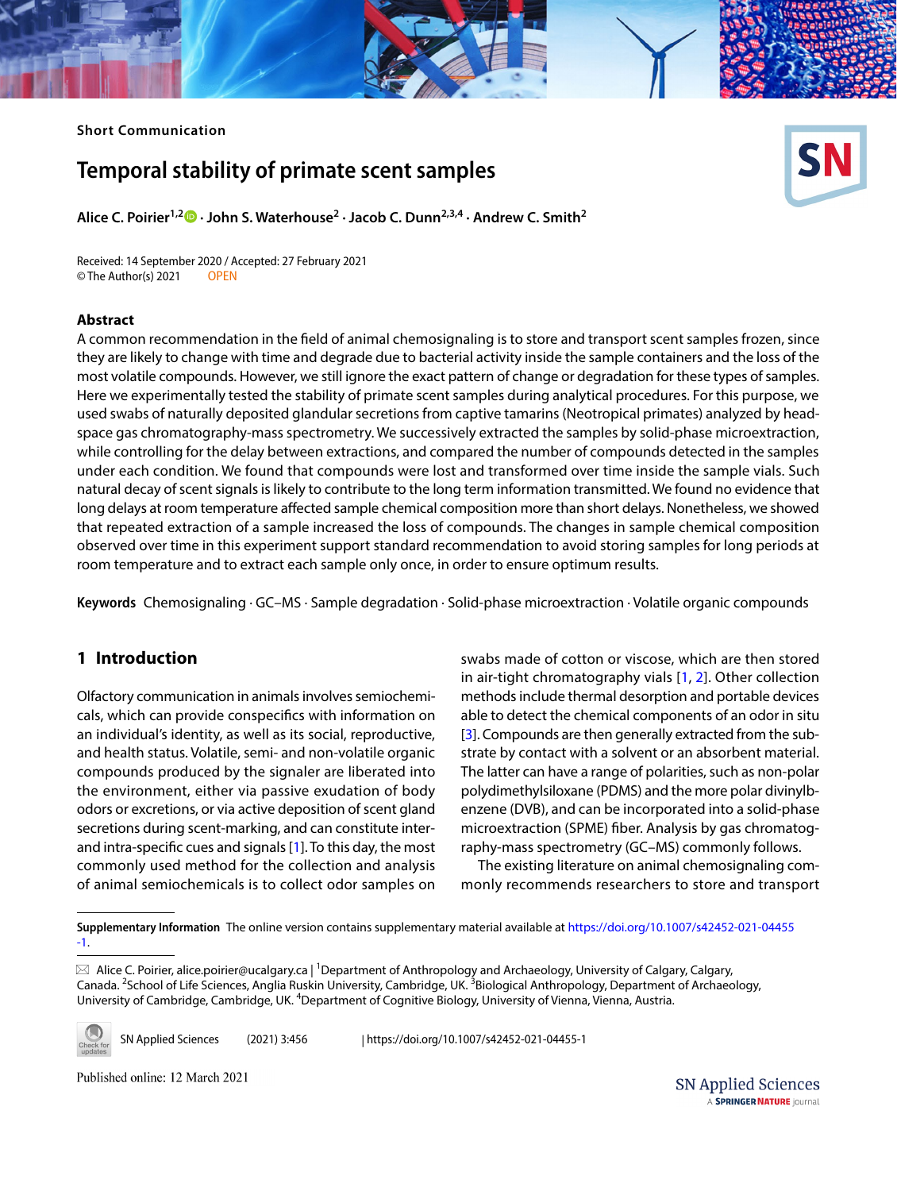Short Communication

# Temporal stability of primate scent samples

**Alice C. Poirier[1,2] · John S. Waterhouse[2] · Jacob C. Dunn[2,3,4] · Andrew C. Smith[2]**

Received: 14 September 2020 / Accepted: 27 February 2021
© The Author(s) 2021 OPEN

## Abstract

A common recommendation in the field of animal chemosignaling is to store and transport scent samples frozen, since they are likely to change with time and degrade due to bacterial activity inside the sample containers and the loss of the most volatile compounds. However, we still ignore the exact pattern of change or degradation for these types of samples. Here we experimentally tested the stability of primate scent samples during analytical procedures. For this purpose, we used swabs of naturally deposited glandular secretions from captive tamarins (Neotropical primates) analyzed by headspace gas chromatography-mass spectrometry. We successively extracted the samples by solid-phase microextraction, while controlling for the delay between extractions, and compared the number of compounds detected in the samples under each condition. We found that compounds were lost and transformed over time inside the sample vials. Such natural decay of scent signals is likely to contribute to the long term information transmitted. We found no evidence that long delays at room temperature affected sample chemical composition more than short delays. Nonetheless, we showed that repeated extraction of a sample increased the loss of compounds. The changes in sample chemical composition observed over time in this experiment support standard recommendation to avoid storing samples for long periods at room temperature and to extract each sample only once, in order to ensure optimum results.

**Keywords** Chemosignaling · GC–MS · Sample degradation · Solid-phase microextraction · Volatile organic compounds

## 1 Introduction

Olfactory communication in animals involves semiochemicals, which can provide conspecifics with information on an individual's identity, as well as its social, reproductive, and health status. Volatile, semi- and non-volatile organic compounds produced by the signaler are liberated into the environment, either via passive exudation of body odors or excretions, or via active deposition of scent gland secretions during scent-marking, and can constitute inter- and intra-specific cues and signals [1]. To this day, the most commonly used method for the collection and analysis of animal semiochemicals is to collect odor samples on swabs made of cotton or viscose, which are then stored in air-tight chromatography vials [1, 2]. Other collection methods include thermal desorption and portable devices able to detect the chemical components of an odor in situ [3]. Compounds are then generally extracted from the substrate by contact with a solvent or an absorbent material. The latter can have a range of polarities, such as non-polar polydimethylsiloxane (PDMS) and the more polar divinylbenzene (DVB), and can be incorporated into a solid-phase microextraction (SPME) fiber. Analysis by gas chromatography-mass spectrometry (GC–MS) commonly follows.

The existing literature on animal chemosignaling commonly recommends researchers to store and transport

**Supplementary Information** The online version contains supplementary material available at https://doi.org/10.1007/s42452-021-04455-1.

✉ Alice C. Poirier, alice.poirier@ucalgary.ca | [1]Department of Anthropology and Archaeology, University of Calgary, Calgary, Canada. [2]School of Life Sciences, Anglia Ruskin University, Cambridge, UK. [3]Biological Anthropology, Department of Archaeology, University of Cambridge, Cambridge, UK. [4]Department of Cognitive Biology, University of Vienna, Vienna, Austria.

Published online: 12 March 2021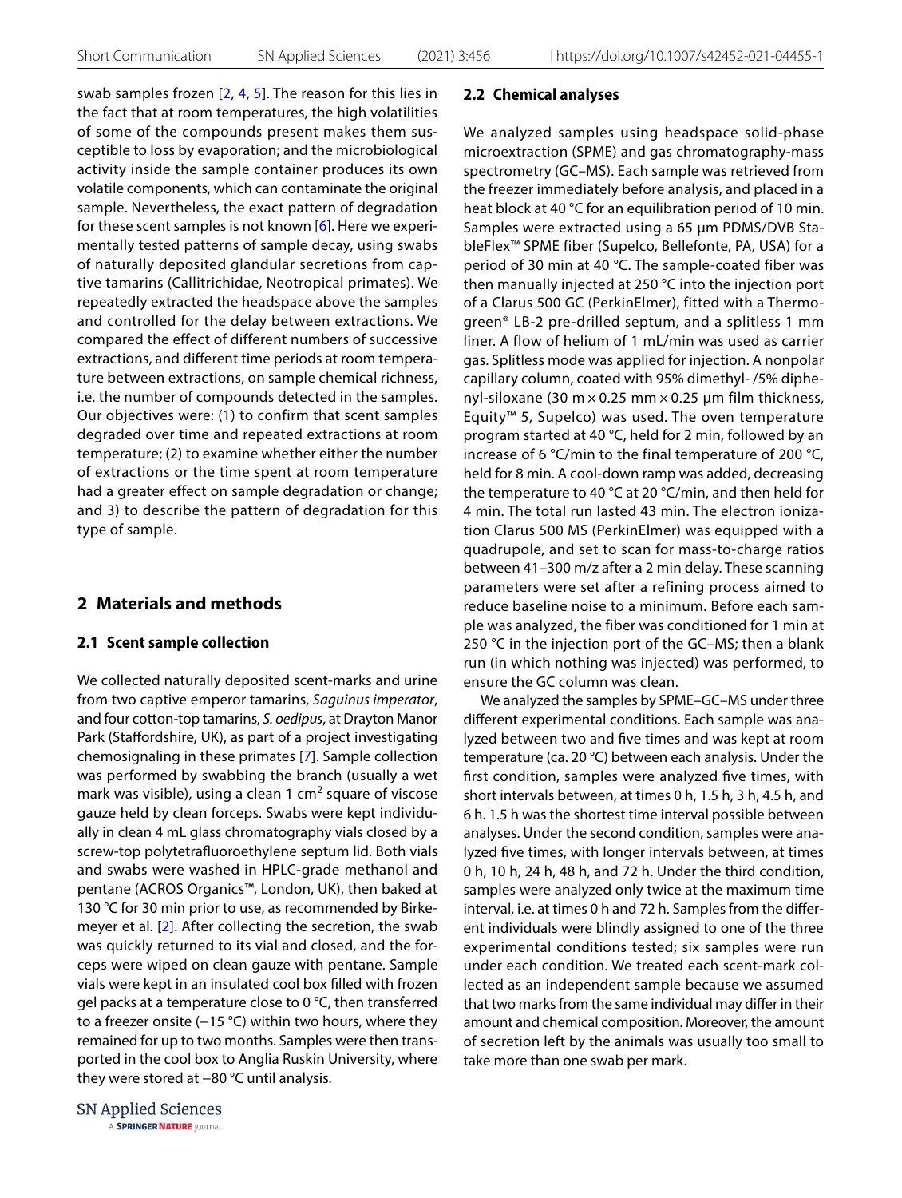swab samples frozen [2, 4, 5]. The reason for this lies in the fact that at room temperatures, the high volatilities of some of the compounds present makes them susceptible to loss by evaporation; and the microbiological activity inside the sample container produces its own volatile components, which can contaminate the original sample. Nevertheless, the exact pattern of degradation for these scent samples is not known [6]. Here we experimentally tested patterns of sample decay, using swabs of naturally deposited glandular secretions from captive tamarins (Callitrichidae, Neotropical primates). We repeatedly extracted the headspace above the samples and controlled for the delay between extractions. We compared the effect of different numbers of successive extractions, and different time periods at room temperature between extractions, on sample chemical richness, i.e. the number of compounds detected in the samples. Our objectives were: (1) to confirm that scent samples degraded over time and repeated extractions at room temperature; (2) to examine whether either the number of extractions or the time spent at room temperature had a greater effect on sample degradation or change; and 3) to describe the pattern of degradation for this type of sample.

## 2 Materials and methods

### 2.1 Scent sample collection

We collected naturally deposited scent-marks and urine from two captive emperor tamarins, *Saguinus imperator*, and four cotton-top tamarins, *S. oedipus*, at Drayton Manor Park (Staffordshire, UK), as part of a project investigating chemosignaling in these primates [7]. Sample collection was performed by swabbing the branch (usually a wet mark was visible), using a clean 1 $cm^2$ square of viscose gauze held by clean forceps. Swabs were kept individually in clean 4 mL glass chromatography vials closed by a screw-top polytetrafluoroethylene septum lid. Both vials and swabs were washed in HPLC-grade methanol and pentane (ACROS Organics™, London, UK), then baked at 130 °C for 30 min prior to use, as recommended by Birkemeyer et al. [2]. After collecting the secretion, the swab was quickly returned to its vial and closed, and the forceps were wiped on clean gauze with pentane. Sample vials were kept in an insulated cool box filled with frozen gel packs at a temperature close to 0 °C, then transferred to a freezer onsite (−15 °C) within two hours, where they remained for up to two months. Samples were then transported in the cool box to Anglia Ruskin University, where they were stored at −80 °C until analysis.

### 2.2 Chemical analyses

We analyzed samples using headspace solid-phase microextraction (SPME) and gas chromatography-mass spectrometry (GC–MS). Each sample was retrieved from the freezer immediately before analysis, and placed in a heat block at 40 °C for an equilibration period of 10 min. Samples were extracted using a 65 µm PDMS/DVB StableFlex™ SPME fiber (Supelco, Bellefonte, PA, USA) for a period of 30 min at 40 °C. The sample-coated fiber was then manually injected at 250 °C into the injection port of a Clarus 500 GC (PerkinElmer), fitted with a Thermogreen® LB-2 pre-drilled septum, and a splitless 1 mm liner. A flow of helium of 1 mL/min was used as carrier gas. Splitless mode was applied for injection. A nonpolar capillary column, coated with 95% dimethyl- /5% diphenyl-siloxane (30 m × 0.25 mm × 0.25 µm film thickness, Equity™ 5, Supelco) was used. The oven temperature program started at 40 °C, held for 2 min, followed by an increase of 6 °C/min to the final temperature of 200 °C, held for 8 min. A cool-down ramp was added, decreasing the temperature to 40 °C at 20 °C/min, and then held for 4 min. The total run lasted 43 min. The electron ionization Clarus 500 MS (PerkinElmer) was equipped with a quadrupole, and set to scan for mass-to-charge ratios between 41–300 m/z after a 2 min delay. These scanning parameters were set after a refining process aimed to reduce baseline noise to a minimum. Before each sample was analyzed, the fiber was conditioned for 1 min at 250 °C in the injection port of the GC–MS; then a blank run (in which nothing was injected) was performed, to ensure the GC column was clean.

We analyzed the samples by SPME–GC–MS under three different experimental conditions. Each sample was analyzed between two and five times and was kept at room temperature (ca. 20 °C) between each analysis. Under the first condition, samples were analyzed five times, with short intervals between, at times 0 h, 1.5 h, 3 h, 4.5 h, and 6 h. 1.5 h was the shortest time interval possible between analyses. Under the second condition, samples were analyzed five times, with longer intervals between, at times 0 h, 10 h, 24 h, 48 h, and 72 h. Under the third condition, samples were analyzed only twice at the maximum time interval, i.e. at times 0 h and 72 h. Samples from the different individuals were blindly assigned to one of the three experimental conditions tested; six samples were run under each condition. We treated each scent-mark collected as an independent sample because we assumed that two marks from the same individual may differ in their amount and chemical composition. Moreover, the amount of secretion left by the animals was usually too small to take more than one swab per mark.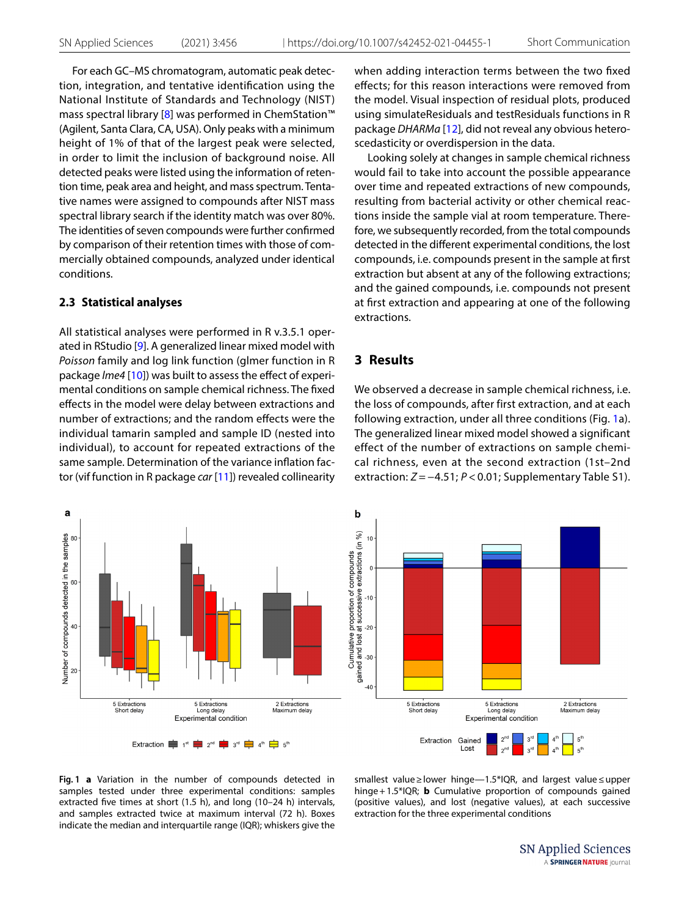For each GC–MS chromatogram, automatic peak detection, integration, and tentative identification using the National Institute of Standards and Technology (NIST) mass spectral library [8] was performed in ChemStation™ (Agilent, Santa Clara, CA, USA). Only peaks with a minimum height of 1% of that of the largest peak were selected, in order to limit the inclusion of background noise. All detected peaks were listed using the information of retention time, peak area and height, and mass spectrum. Tentative names were assigned to compounds after NIST mass spectral library search if the identity match was over 80%. The identities of seven compounds were further confirmed by comparison of their retention times with those of commercially obtained compounds, analyzed under identical conditions.

### 2.3 Statistical analyses

All statistical analyses were performed in R v.3.5.1 operated in RStudio [9]. A generalized linear mixed model with *Poisson* family and log link function (glmer function in R package *lme4* [10]) was built to assess the effect of experimental conditions on sample chemical richness. The fixed effects in the model were delay between extractions and number of extractions; and the random effects were the individual tamarin sampled and sample ID (nested into individual), to account for repeated extractions of the same sample. Determination of the variance inflation factor (vif function in R package *car* [11]) revealed collinearity when adding interaction terms between the two fixed effects; for this reason interactions were removed from the model. Visual inspection of residual plots, produced using simulateResiduals and testResiduals functions in R package *DHARMa* [12], did not reveal any obvious heteroscedasticity or overdispersion in the data.

Looking solely at changes in sample chemical richness would fail to take into account the possible appearance over time and repeated extractions of new compounds, resulting from bacterial activity or other chemical reactions inside the sample vial at room temperature. Therefore, we subsequently recorded, from the total compounds detected in the different experimental conditions, the lost compounds, i.e. compounds present in the sample at first extraction but absent at any of the following extractions; and the gained compounds, i.e. compounds not present at first extraction and appearing at one of the following extractions.

## 3 Results

We observed a decrease in sample chemical richness, i.e. the loss of compounds, after first extraction, and at each following extraction, under all three conditions (Fig. 1a). The generalized linear mixed model showed a significant effect of the number of extractions on sample chemical richness, even at the second extraction (1st–2nd extraction: $Z = -4.51$; $P < 0.01$; Supplementary Table S1).

**Fig. 1** **a** Variation in the number of compounds detected in samples tested under three experimental conditions: samples extracted five times at short (1.5 h), and long (10–24 h) intervals, and samples extracted twice at maximum interval (72 h). Boxes indicate the median and interquartile range (IQR); whiskers give the smallest value ≥ lower hinge—1.5*IQR, and largest value ≤ upper hinge + 1.5*IQR; **b** Cumulative proportion of compounds gained (positive values), and lost (negative values), at each successive extraction for the three experimental conditions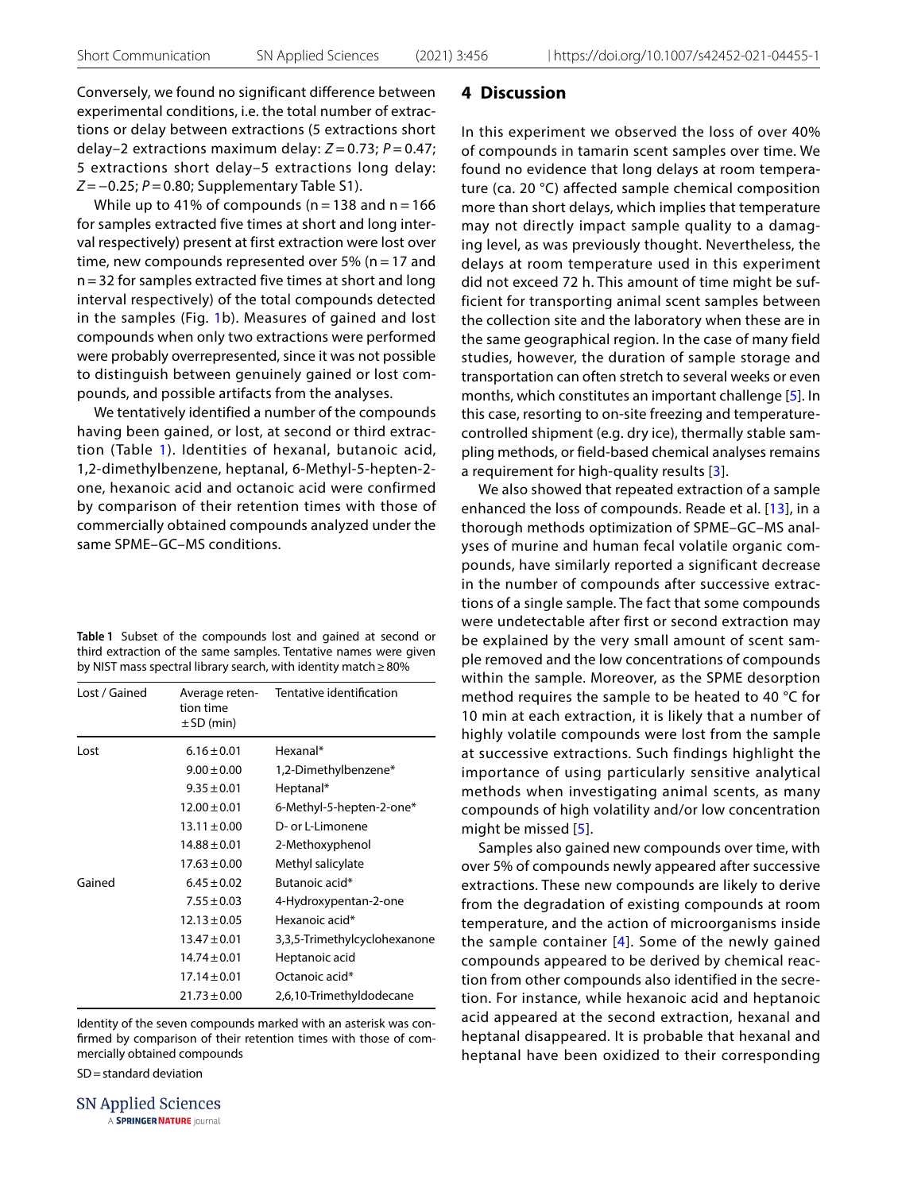Conversely, we found no significant difference between experimental conditions, i.e. the total number of extractions or delay between extractions (5 extractions short delay–2 extractions maximum delay: $Z = 0.73$; $P = 0.47$; 5 extractions short delay–5 extractions long delay: $Z = -0.25$; $P = 0.80$; Supplementary Table S1).

While up to 41% of compounds ($n = 138$ and $n = 166$ for samples extracted five times at short and long interval respectively) present at first extraction were lost over time, new compounds represented over 5% ($n = 17$ and $n = 32$ for samples extracted five times at short and long interval respectively) of the total compounds detected in the samples (Fig. 1b). Measures of gained and lost compounds when only two extractions were performed were probably overrepresented, since it was not possible to distinguish between genuinely gained or lost compounds, and possible artifacts from the analyses.

We tentatively identified a number of the compounds having been gained, or lost, at second or third extraction (Table 1). Identities of hexanal, butanoic acid, 1,2-dimethylbenzene, heptanal, 6-Methyl-5-hepten-2-one, hexanoic acid and octanoic acid were confirmed by comparison of their retention times with those of commercially obtained compounds analyzed under the same SPME–GC–MS conditions.

**Table 1** Subset of the compounds lost and gained at second or third extraction of the same samples. Tentative names were given by NIST mass spectral library search, with identity match ≥ 80%

| Lost / Gained | Average retention time ± SD (min) | Tentative identification |
|---|---|---|
| Lost | 6.16 ± 0.01 | Hexanal* |
| | 9.00 ± 0.00 | 1,2-Dimethylbenzene* |
| | 9.35 ± 0.01 | Heptanal* |
| | 12.00 ± 0.01 | 6-Methyl-5-hepten-2-one* |
| | 13.11 ± 0.00 | D- or L-Limonene |
| | 14.88 ± 0.01 | 2-Methoxyphenol |
| | 17.63 ± 0.00 | Methyl salicylate |
| Gained | 6.45 ± 0.02 | Butanoic acid* |
| | 7.55 ± 0.03 | 4-Hydroxypentan-2-one |
| | 12.13 ± 0.05 | Hexanoic acid* |
| | 13.47 ± 0.01 | 3,3,5-Trimethylcyclohexanone |
| | 14.74 ± 0.01 | Heptanoic acid |
| | 17.14 ± 0.01 | Octanoic acid* |
| | 21.73 ± 0.00 | 2,6,10-Trimethyldodecane |

Identity of the seven compounds marked with an asterisk was confirmed by comparison of their retention times with those of commercially obtained compounds

SD = standard deviation

## 4 Discussion

In this experiment we observed the loss of over 40% of compounds in tamarin scent samples over time. We found no evidence that long delays at room temperature (ca. 20 °C) affected sample chemical composition more than short delays, which implies that temperature may not directly impact sample quality to a damaging level, as was previously thought. Nevertheless, the delays at room temperature used in this experiment did not exceed 72 h. This amount of time might be sufficient for transporting animal scent samples between the collection site and the laboratory when these are in the same geographical region. In the case of many field studies, however, the duration of sample storage and transportation can often stretch to several weeks or even months, which constitutes an important challenge [5]. In this case, resorting to on-site freezing and temperature-controlled shipment (e.g. dry ice), thermally stable sampling methods, or field-based chemical analyses remains a requirement for high-quality results [3].

We also showed that repeated extraction of a sample enhanced the loss of compounds. Reade et al. [13], in a thorough methods optimization of SPME–GC–MS analyses of murine and human fecal volatile organic compounds, have similarly reported a significant decrease in the number of compounds after successive extractions of a single sample. The fact that some compounds were undetectable after first or second extraction may be explained by the very small amount of scent sample removed and the low concentrations of compounds within the sample. Moreover, as the SPME desorption method requires the sample to be heated to 40 °C for 10 min at each extraction, it is likely that a number of highly volatile compounds were lost from the sample at successive extractions. Such findings highlight the importance of using particularly sensitive analytical methods when investigating animal scents, as many compounds of high volatility and/or low concentration might be missed [5].

Samples also gained new compounds over time, with over 5% of compounds newly appeared after successive extractions. These new compounds are likely to derive from the degradation of existing compounds at room temperature, and the action of microorganisms inside the sample container [4]. Some of the newly gained compounds appeared to be derived by chemical reaction from other compounds also identified in the secretion. For instance, while hexanoic acid and heptanoic acid appeared at the second extraction, hexanal and heptanal disappeared. It is probable that hexanal and heptanal have been oxidized to their corresponding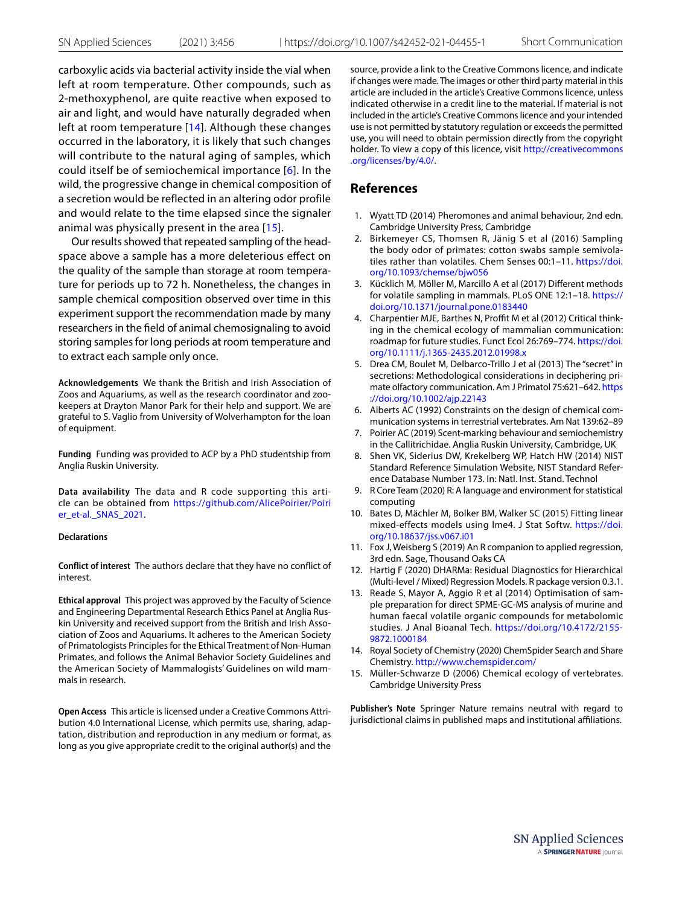carboxylic acids via bacterial activity inside the vial when left at room temperature. Other compounds, such as 2-methoxyphenol, are quite reactive when exposed to air and light, and would have naturally degraded when left at room temperature [14]. Although these changes occurred in the laboratory, it is likely that such changes will contribute to the natural aging of samples, which could itself be of semiochemical importance [6]. In the wild, the progressive change in chemical composition of a secretion would be reflected in an altering odor profile and would relate to the time elapsed since the signaler animal was physically present in the area [15].

Our results showed that repeated sampling of the headspace above a sample has a more deleterious effect on the quality of the sample than storage at room temperature for periods up to 72 h. Nonetheless, the changes in sample chemical composition observed over time in this experiment support the recommendation made by many researchers in the field of animal chemosignaling to avoid storing samples for long periods at room temperature and to extract each sample only once.

**Acknowledgements** We thank the British and Irish Association of Zoos and Aquariums, as well as the research coordinator and zookeepers at Drayton Manor Park for their help and support. We are grateful to S. Vaglio from University of Wolverhampton for the loan of equipment.

**Funding** Funding was provided to ACP by a PhD studentship from Anglia Ruskin University.

**Data availability** The data and R code supporting this article can be obtained from https://github.com/AlicePoirier/Poirier_et-al._SNAS_2021.

**Declarations**

**Conflict of interest** The authors declare that they have no conflict of interest.

**Ethical approval** This project was approved by the Faculty of Science and Engineering Departmental Research Ethics Panel at Anglia Ruskin University and received support from the British and Irish Association of Zoos and Aquariums. It adheres to the American Society of Primatologists Principles for the Ethical Treatment of Non-Human Primates, and follows the Animal Behavior Society Guidelines and the American Society of Mammalogists' Guidelines on wild mammals in research.

**Open Access** This article is licensed under a Creative Commons Attribution 4.0 International License, which permits use, sharing, adaptation, distribution and reproduction in any medium or format, as long as you give appropriate credit to the original author(s) and the source, provide a link to the Creative Commons licence, and indicate if changes were made. The images or other third party material in this article are included in the article's Creative Commons licence, unless indicated otherwise in a credit line to the material. If material is not included in the article's Creative Commons licence and your intended use is not permitted by statutory regulation or exceeds the permitted use, you will need to obtain permission directly from the copyright holder. To view a copy of this licence, visit http://creativecommons.org/licenses/by/4.0/.

## References

1. Wyatt TD (2014) Pheromones and animal behaviour, 2nd edn. Cambridge University Press, Cambridge
2. Birkemeyer CS, Thomsen R, Jänig S et al (2016) Sampling the body odor of primates: cotton swabs sample semivolatiles rather than volatiles. Chem Senses 00:1–11. https://doi.org/10.1093/chemse/bjw056
3. Kücklich M, Möller M, Marcillo A et al (2017) Different methods for volatile sampling in mammals. PLoS ONE 12:1–18. https://doi.org/10.1371/journal.pone.0183440
4. Charpentier MJE, Barthes N, Proffit M et al (2012) Critical thinking in the chemical ecology of mammalian communication: roadmap for future studies. Funct Ecol 26:769–774. https://doi.org/10.1111/j.1365-2435.2012.01998.x
5. Drea CM, Boulet M, Delbarco-Trillo J et al (2013) The "secret" in secretions: Methodological considerations in deciphering primate olfactory communication. Am J Primatol 75:621–642. https://doi.org/10.1002/ajp.22143
6. Alberts AC (1992) Constraints on the design of chemical communication systems in terrestrial vertebrates. Am Nat 139:62–89
7. Poirier AC (2019) Scent-marking behaviour and semiochemistry in the Callitrichidae. Anglia Ruskin University, Cambridge, UK
8. Shen VK, Siderius DW, Krekelberg WP, Hatch HW (2014) NIST Standard Reference Simulation Website, NIST Standard Reference Database Number 173. In: Natl. Inst. Stand. Technol
9. R Core Team (2020) R: A language and environment for statistical computing
10. Bates D, Mächler M, Bolker BM, Walker SC (2015) Fitting linear mixed-effects models using lme4. J Stat Softw. https://doi.org/10.18637/jss.v067.i01
11. Fox J, Weisberg S (2019) An R companion to applied regression, 3rd edn. Sage, Thousand Oaks CA
12. Hartig F (2020) DHARMa: Residual Diagnostics for Hierarchical (Multi-level / Mixed) Regression Models. R package version 0.3.1.
13. Reade S, Mayor A, Aggio R et al (2014) Optimisation of sample preparation for direct SPME-GC-MS analysis of murine and human faecal volatile organic compounds for metabolomic studies. J Anal Bioanal Tech. https://doi.org/10.4172/2155-9872.1000184
14. Royal Society of Chemistry (2020) ChemSpider Search and Share Chemistry. http://www.chemspider.com/
15. Müller-Schwarze D (2006) Chemical ecology of vertebrates. Cambridge University Press

**Publisher's Note** Springer Nature remains neutral with regard to jurisdictional claims in published maps and institutional affiliations.